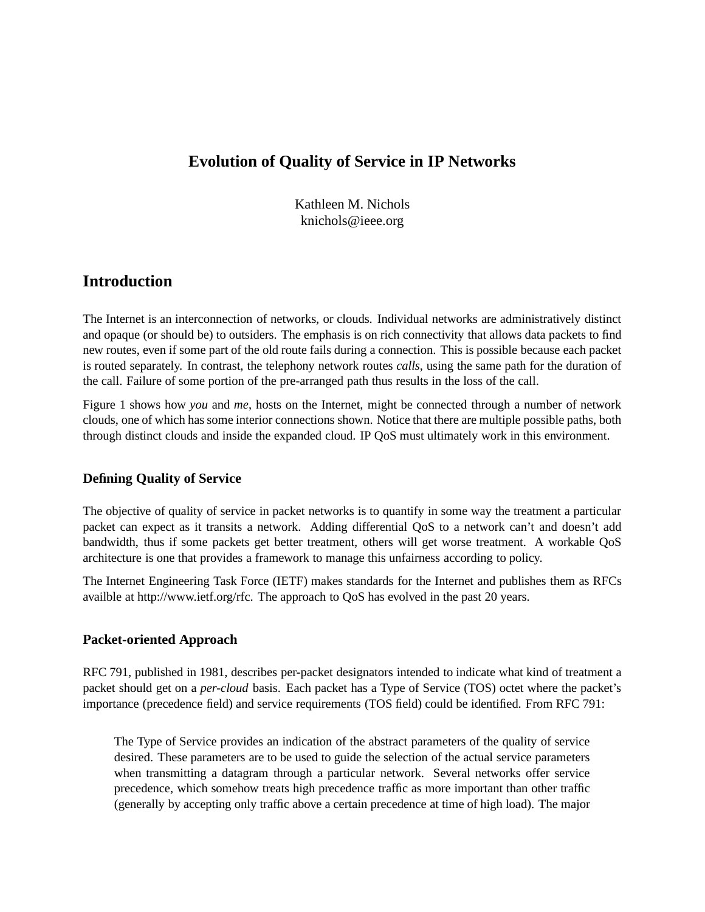# Evolution of Quality of Service in IP Networks

Kathleen M. Nichols
knichols@ieee.org

## Introduction

The Internet is an interconnection of networks, or clouds. Individual networks are administratively distinct and opaque (or should be) to outsiders. The emphasis is on rich connectivity that allows data packets to find new routes, even if some part of the old route fails during a connection. This is possible because each packet is routed separately. In contrast, the telephony network routes *calls*, using the same path for the duration of the call. Failure of some portion of the pre-arranged path thus results in the loss of the call.

Figure 1 shows how *you* and *me*, hosts on the Internet, might be connected through a number of network clouds, one of which has some interior connections shown. Notice that there are multiple possible paths, both through distinct clouds and inside the expanded cloud. IP QoS must ultimately work in this environment.

### Defining Quality of Service

The objective of quality of service in packet networks is to quantify in some way the treatment a particular packet can expect as it transits a network. Adding differential QoS to a network can't and doesn't add bandwidth, thus if some packets get better treatment, others will get worse treatment. A workable QoS architecture is one that provides a framework to manage this unfairness according to policy.

The Internet Engineering Task Force (IETF) makes standards for the Internet and publishes them as RFCs availble at http://www.ietf.org/rfc. The approach to QoS has evolved in the past 20 years.

### Packet-oriented Approach

RFC 791, published in 1981, describes per-packet designators intended to indicate what kind of treatment a packet should get on a *per-cloud* basis. Each packet has a Type of Service (TOS) octet where the packet's importance (precedence field) and service requirements (TOS field) could be identified. From RFC 791:

> The Type of Service provides an indication of the abstract parameters of the quality of service desired. These parameters are to be used to guide the selection of the actual service parameters when transmitting a datagram through a particular network. Several networks offer service precedence, which somehow treats high precedence traffic as more important than other traffic (generally by accepting only traffic above a certain precedence at time of high load). The major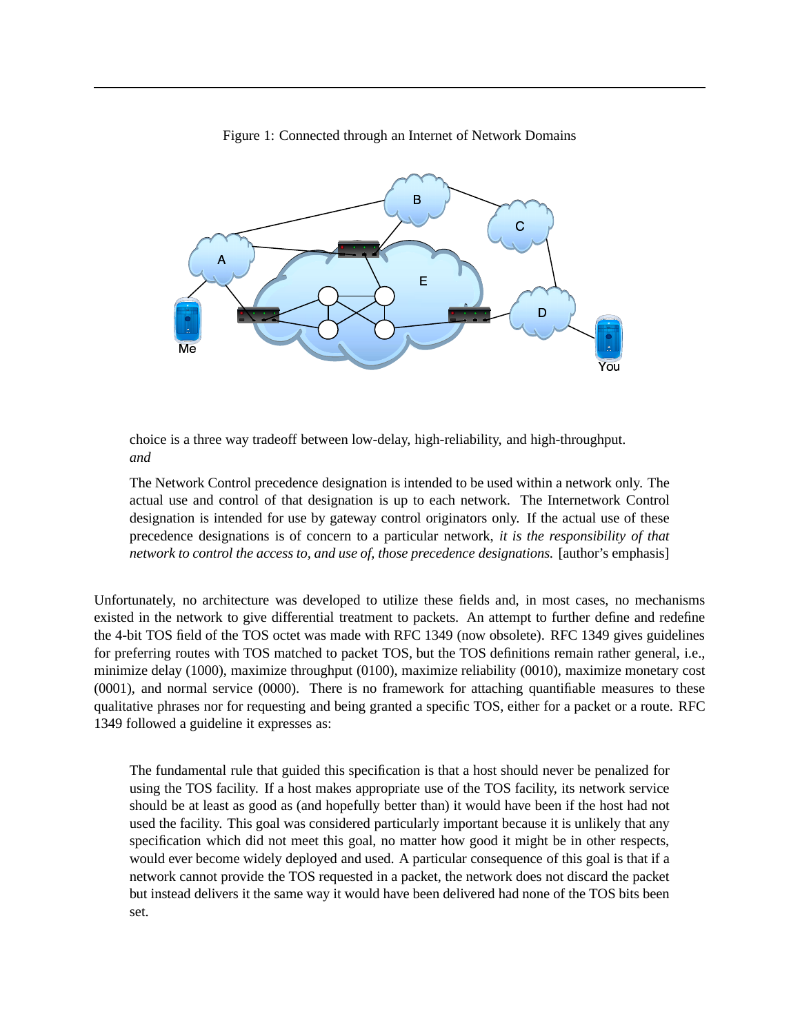Figure 1: Connected through an Internet of Network Domains

> choice is a three way tradeoff between low-delay, high-reliability, and high-throughput.
> *and*
>
> The Network Control precedence designation is intended to be used within a network only. The actual use and control of that designation is up to each network. The Internetwork Control designation is intended for use by gateway control originators only. If the actual use of these precedence designations is of concern to a particular network, *it is the responsibility of that network to control the access to, and use of, those precedence designations.* [author's emphasis]

Unfortunately, no architecture was developed to utilize these fields and, in most cases, no mechanisms existed in the network to give differential treatment to packets. An attempt to further define and redefine the 4-bit TOS field of the TOS octet was made with RFC 1349 (now obsolete). RFC 1349 gives guidelines for preferring routes with TOS matched to packet TOS, but the TOS definitions remain rather general, i.e., minimize delay (1000), maximize throughput (0100), maximize reliability (0010), maximize monetary cost (0001), and normal service (0000). There is no framework for attaching quantifiable measures to these qualitative phrases nor for requesting and being granted a specific TOS, either for a packet or a route. RFC 1349 followed a guideline it expresses as:

> The fundamental rule that guided this specification is that a host should never be penalized for using the TOS facility. If a host makes appropriate use of the TOS facility, its network service should be at least as good as (and hopefully better than) it would have been if the host had not used the facility. This goal was considered particularly important because it is unlikely that any specification which did not meet this goal, no matter how good it might be in other respects, would ever become widely deployed and used. A particular consequence of this goal is that if a network cannot provide the TOS requested in a packet, the network does not discard the packet but instead delivers it the same way it would have been delivered had none of the TOS bits been set.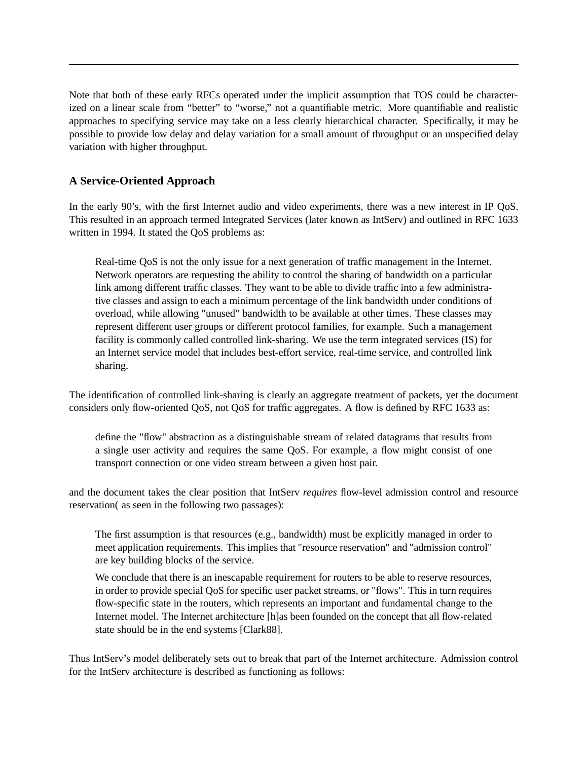Note that both of these early RFCs operated under the implicit assumption that TOS could be characterized on a linear scale from "better" to "worse," not a quantifiable metric. More quantifiable and realistic approaches to specifying service may take on a less clearly hierarchical character. Specifically, it may be possible to provide low delay and delay variation for a small amount of throughput or an unspecified delay variation with higher throughput.

### A Service-Oriented Approach

In the early 90's, with the first Internet audio and video experiments, there was a new interest in IP QoS. This resulted in an approach termed Integrated Services (later known as IntServ) and outlined in RFC 1633 written in 1994. It stated the QoS problems as:

> Real-time QoS is not the only issue for a next generation of traffic management in the Internet. Network operators are requesting the ability to control the sharing of bandwidth on a particular link among different traffic classes. They want to be able to divide traffic into a few administrative classes and assign to each a minimum percentage of the link bandwidth under conditions of overload, while allowing "unused" bandwidth to be available at other times. These classes may represent different user groups or different protocol families, for example. Such a management facility is commonly called controlled link-sharing. We use the term integrated services (IS) for an Internet service model that includes best-effort service, real-time service, and controlled link sharing.

The identification of controlled link-sharing is clearly an aggregate treatment of packets, yet the document considers only flow-oriented QoS, not QoS for traffic aggregates. A flow is defined by RFC 1633 as:

> define the "flow" abstraction as a distinguishable stream of related datagrams that results from a single user activity and requires the same QoS. For example, a flow might consist of one transport connection or one video stream between a given host pair.

and the document takes the clear position that IntServ *requires* flow-level admission control and resource reservation( as seen in the following two passages):

> The first assumption is that resources (e.g., bandwidth) must be explicitly managed in order to meet application requirements. This implies that "resource reservation" and "admission control" are key building blocks of the service.
>
> We conclude that there is an inescapable requirement for routers to be able to reserve resources, in order to provide special QoS for specific user packet streams, or "flows". This in turn requires flow-specific state in the routers, which represents an important and fundamental change to the Internet model. The Internet architecture [h]as been founded on the concept that all flow-related state should be in the end systems [Clark88].

Thus IntServ's model deliberately sets out to break that part of the Internet architecture. Admission control for the IntServ architecture is described as functioning as follows: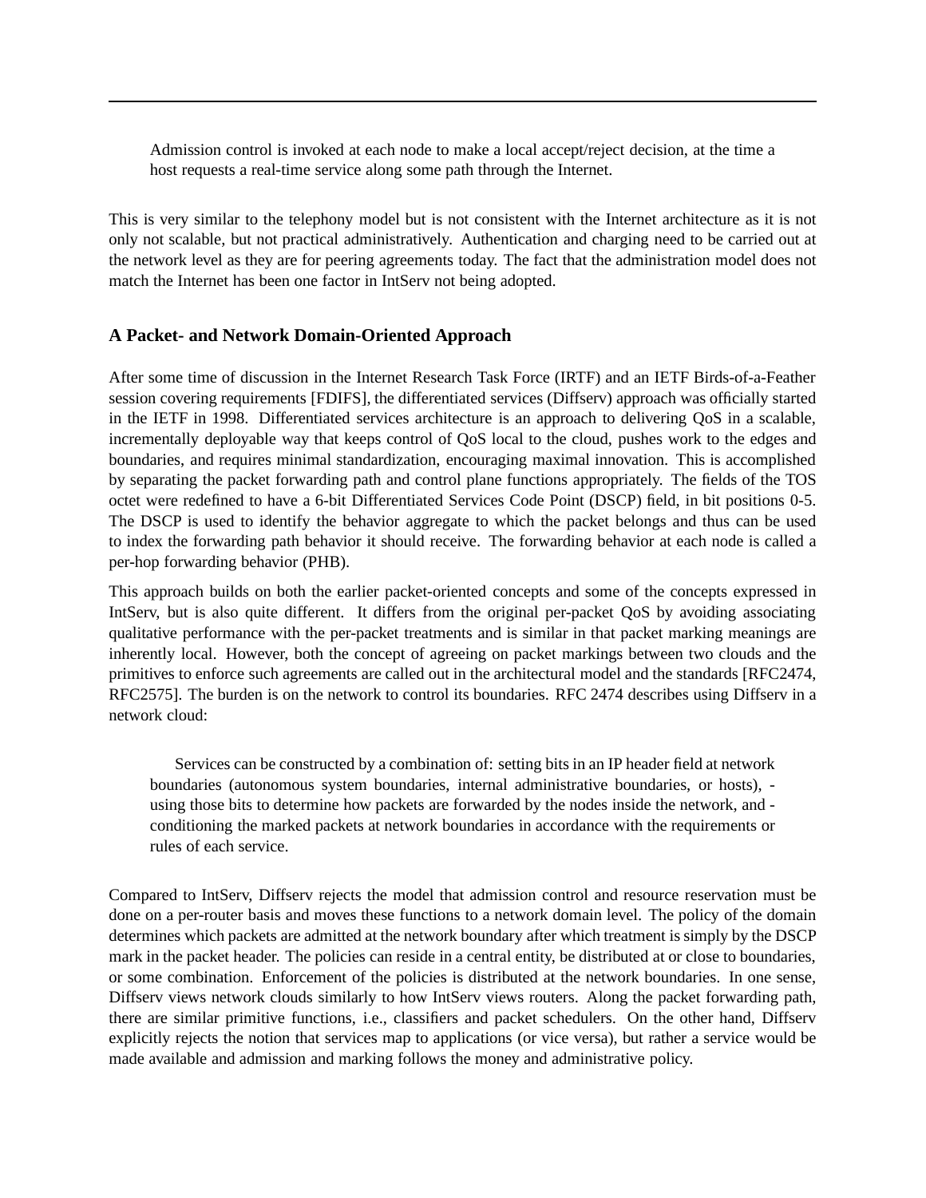> Admission control is invoked at each node to make a local accept/reject decision, at the time a host requests a real-time service along some path through the Internet.

This is very similar to the telephony model but is not consistent with the Internet architecture as it is not only not scalable, but not practical administratively. Authentication and charging need to be carried out at the network level as they are for peering agreements today. The fact that the administration model does not match the Internet has been one factor in IntServ not being adopted.

### A Packet- and Network Domain-Oriented Approach

After some time of discussion in the Internet Research Task Force (IRTF) and an IETF Birds-of-a-Feather session covering requirements [FDIFS], the differentiated services (Diffserv) approach was officially started in the IETF in 1998. Differentiated services architecture is an approach to delivering QoS in a scalable, incrementally deployable way that keeps control of QoS local to the cloud, pushes work to the edges and boundaries, and requires minimal standardization, encouraging maximal innovation. This is accomplished by separating the packet forwarding path and control plane functions appropriately. The fields of the TOS octet were redefined to have a 6-bit Differentiated Services Code Point (DSCP) field, in bit positions 0-5. The DSCP is used to identify the behavior aggregate to which the packet belongs and thus can be used to index the forwarding path behavior it should receive. The forwarding behavior at each node is called a per-hop forwarding behavior (PHB).

This approach builds on both the earlier packet-oriented concepts and some of the concepts expressed in IntServ, but is also quite different. It differs from the original per-packet QoS by avoiding associating qualitative performance with the per-packet treatments and is similar in that packet marking meanings are inherently local. However, both the concept of agreeing on packet markings between two clouds and the primitives to enforce such agreements are called out in the architectural model and the standards [RFC2474, RFC2575]. The burden is on the network to control its boundaries. RFC 2474 describes using Diffserv in a network cloud:

> Services can be constructed by a combination of: setting bits in an IP header field at network boundaries (autonomous system boundaries, internal administrative boundaries, or hosts), - using those bits to determine how packets are forwarded by the nodes inside the network, and - conditioning the marked packets at network boundaries in accordance with the requirements or rules of each service.

Compared to IntServ, Diffserv rejects the model that admission control and resource reservation must be done on a per-router basis and moves these functions to a network domain level. The policy of the domain determines which packets are admitted at the network boundary after which treatment is simply by the DSCP mark in the packet header. The policies can reside in a central entity, be distributed at or close to boundaries, or some combination. Enforcement of the policies is distributed at the network boundaries. In one sense, Diffserv views network clouds similarly to how IntServ views routers. Along the packet forwarding path, there are similar primitive functions, i.e., classifiers and packet schedulers. On the other hand, Diffserv explicitly rejects the notion that services map to applications (or vice versa), but rather a service would be made available and admission and marking follows the money and administrative policy.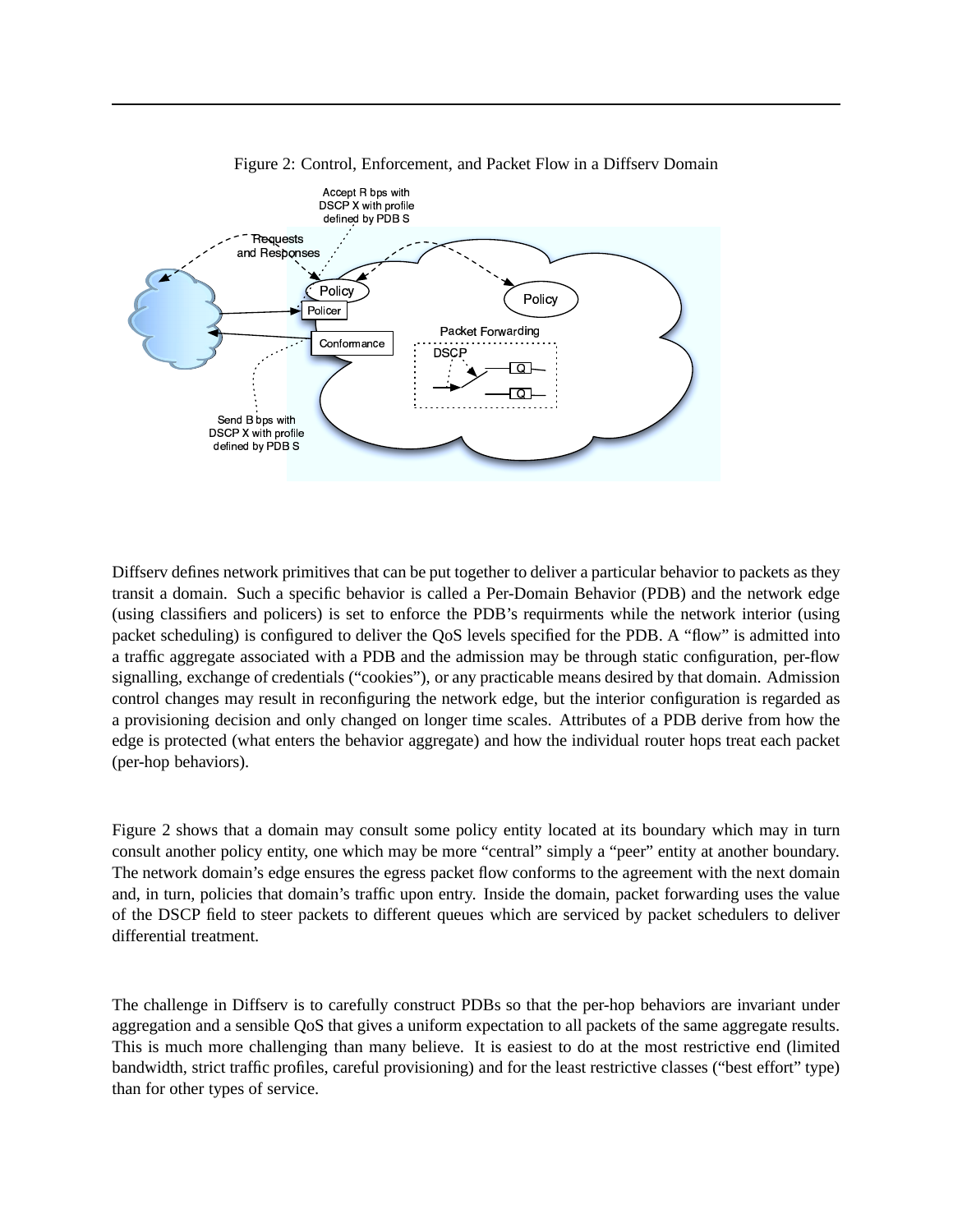Figure 2: Control, Enforcement, and Packet Flow in a Diffserv Domain

Diffserv defines network primitives that can be put together to deliver a particular behavior to packets as they transit a domain. Such a specific behavior is called a Per-Domain Behavior (PDB) and the network edge (using classifiers and policers) is set to enforce the PDB's requirments while the network interior (using packet scheduling) is configured to deliver the QoS levels specified for the PDB. A "flow" is admitted into a traffic aggregate associated with a PDB and the admission may be through static configuration, per-flow signalling, exchange of credentials ("cookies"), or any practicable means desired by that domain. Admission control changes may result in reconfiguring the network edge, but the interior configuration is regarded as a provisioning decision and only changed on longer time scales. Attributes of a PDB derive from how the edge is protected (what enters the behavior aggregate) and how the individual router hops treat each packet (per-hop behaviors).

Figure 2 shows that a domain may consult some policy entity located at its boundary which may in turn consult another policy entity, one which may be more "central" simply a "peer" entity at another boundary. The network domain's edge ensures the egress packet flow conforms to the agreement with the next domain and, in turn, policies that domain's traffic upon entry. Inside the domain, packet forwarding uses the value of the DSCP field to steer packets to different queues which are serviced by packet schedulers to deliver differential treatment.

The challenge in Diffserv is to carefully construct PDBs so that the per-hop behaviors are invariant under aggregation and a sensible QoS that gives a uniform expectation to all packets of the same aggregate results. This is much more challenging than many believe. It is easiest to do at the most restrictive end (limited bandwidth, strict traffic profiles, careful provisioning) and for the least restrictive classes ("best effort" type) than for other types of service.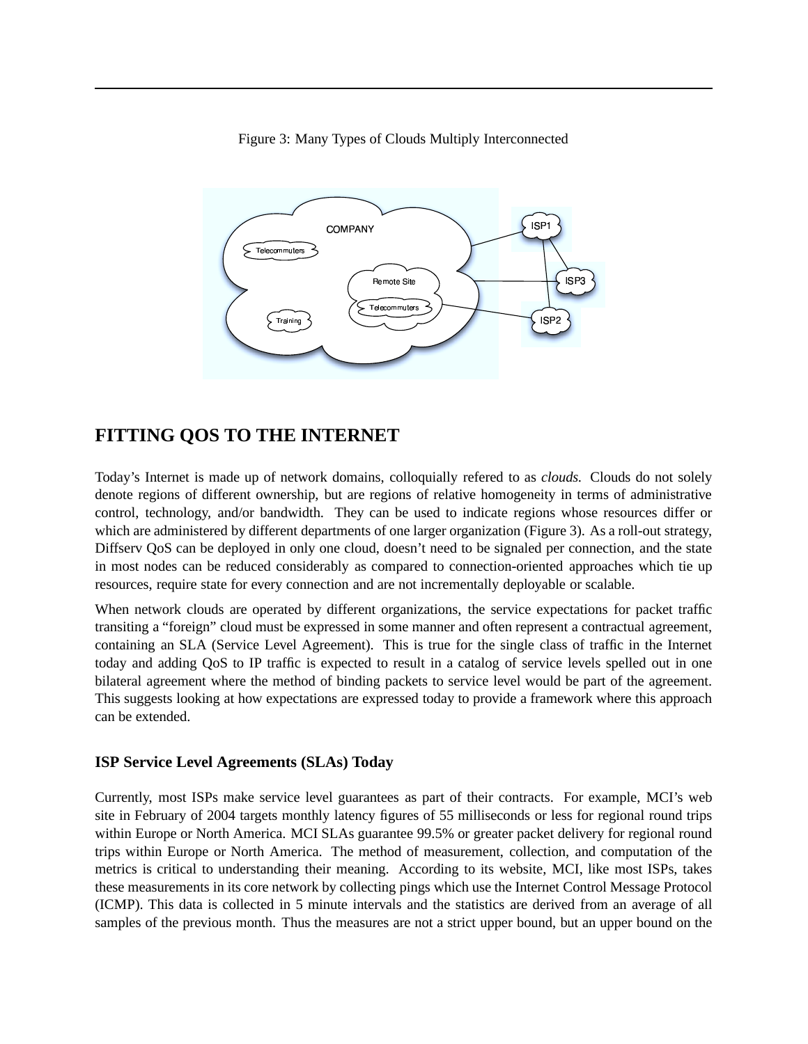Figure 3: Many Types of Clouds Multiply Interconnected

## FITTING QOS TO THE INTERNET

Today's Internet is made up of network domains, colloquially refered to as *clouds.* Clouds do not solely denote regions of different ownership, but are regions of relative homogeneity in terms of administrative control, technology, and/or bandwidth. They can be used to indicate regions whose resources differ or which are administered by different departments of one larger organization (Figure 3). As a roll-out strategy, Diffserv QoS can be deployed in only one cloud, doesn't need to be signaled per connection, and the state in most nodes can be reduced considerably as compared to connection-oriented approaches which tie up resources, require state for every connection and are not incrementally deployable or scalable.

When network clouds are operated by different organizations, the service expectations for packet traffic transiting a "foreign" cloud must be expressed in some manner and often represent a contractual agreement, containing an SLA (Service Level Agreement). This is true for the single class of traffic in the Internet today and adding QoS to IP traffic is expected to result in a catalog of service levels spelled out in one bilateral agreement where the method of binding packets to service level would be part of the agreement. This suggests looking at how expectations are expressed today to provide a framework where this approach can be extended.

### ISP Service Level Agreements (SLAs) Today

Currently, most ISPs make service level guarantees as part of their contracts. For example, MCI's web site in February of 2004 targets monthly latency figures of 55 milliseconds or less for regional round trips within Europe or North America. MCI SLAs guarantee 99.5% or greater packet delivery for regional round trips within Europe or North America. The method of measurement, collection, and computation of the metrics is critical to understanding their meaning. According to its website, MCI, like most ISPs, takes these measurements in its core network by collecting pings which use the Internet Control Message Protocol (ICMP). This data is collected in 5 minute intervals and the statistics are derived from an average of all samples of the previous month. Thus the measures are not a strict upper bound, but an upper bound on the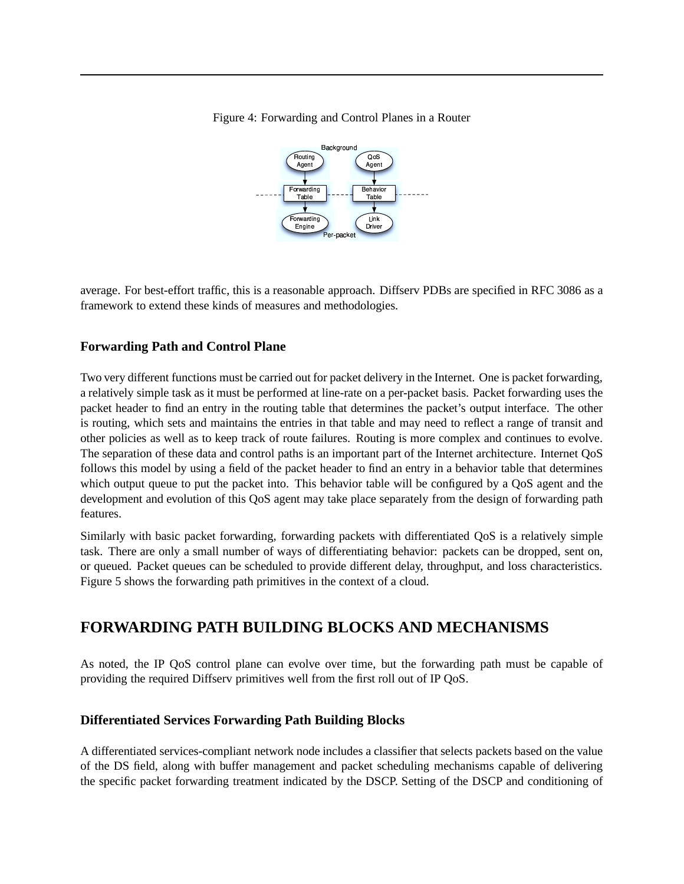Figure 4: Forwarding and Control Planes in a Router

average. For best-effort traffic, this is a reasonable approach. Diffserv PDBs are specified in RFC 3086 as a framework to extend these kinds of measures and methodologies.

### Forwarding Path and Control Plane

Two very different functions must be carried out for packet delivery in the Internet. One is packet forwarding, a relatively simple task as it must be performed at line-rate on a per-packet basis. Packet forwarding uses the packet header to find an entry in the routing table that determines the packet's output interface. The other is routing, which sets and maintains the entries in that table and may need to reflect a range of transit and other policies as well as to keep track of route failures. Routing is more complex and continues to evolve. The separation of these data and control paths is an important part of the Internet architecture. Internet QoS follows this model by using a field of the packet header to find an entry in a behavior table that determines which output queue to put the packet into. This behavior table will be configured by a QoS agent and the development and evolution of this QoS agent may take place separately from the design of forwarding path features.

Similarly with basic packet forwarding, forwarding packets with differentiated QoS is a relatively simple task. There are only a small number of ways of differentiating behavior: packets can be dropped, sent on, or queued. Packet queues can be scheduled to provide different delay, throughput, and loss characteristics. Figure 5 shows the forwarding path primitives in the context of a cloud.

## FORWARDING PATH BUILDING BLOCKS AND MECHANISMS

As noted, the IP QoS control plane can evolve over time, but the forwarding path must be capable of providing the required Diffserv primitives well from the first roll out of IP QoS.

### Differentiated Services Forwarding Path Building Blocks

A differentiated services-compliant network node includes a classifier that selects packets based on the value of the DS field, along with buffer management and packet scheduling mechanisms capable of delivering the specific packet forwarding treatment indicated by the DSCP. Setting of the DSCP and conditioning of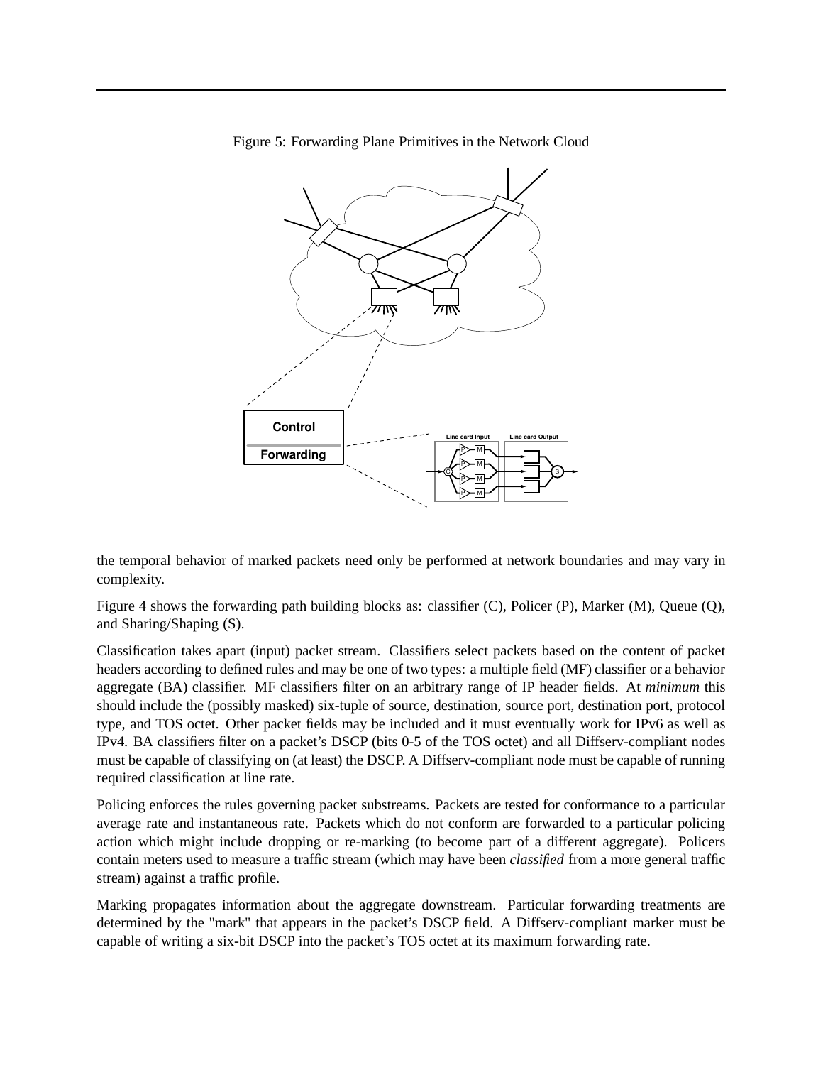Figure 5: Forwarding Plane Primitives in the Network Cloud

the temporal behavior of marked packets need only be performed at network boundaries and may vary in complexity.

Figure 4 shows the forwarding path building blocks as: classifier (C), Policer (P), Marker (M), Queue (Q), and Sharing/Shaping (S).

Classification takes apart (input) packet stream. Classifiers select packets based on the content of packet headers according to defined rules and may be one of two types: a multiple field (MF) classifier or a behavior aggregate (BA) classifier. MF classifiers filter on an arbitrary range of IP header fields. At *minimum* this should include the (possibly masked) six-tuple of source, destination, source port, destination port, protocol type, and TOS octet. Other packet fields may be included and it must eventually work for IPv6 as well as IPv4. BA classifiers filter on a packet's DSCP (bits 0-5 of the TOS octet) and all Diffserv-compliant nodes must be capable of classifying on (at least) the DSCP. A Diffserv-compliant node must be capable of running required classification at line rate.

Policing enforces the rules governing packet substreams. Packets are tested for conformance to a particular average rate and instantaneous rate. Packets which do not conform are forwarded to a particular policing action which might include dropping or re-marking (to become part of a different aggregate). Policers contain meters used to measure a traffic stream (which may have been *classified* from a more general traffic stream) against a traffic profile.

Marking propagates information about the aggregate downstream. Particular forwarding treatments are determined by the "mark" that appears in the packet's DSCP field. A Diffserv-compliant marker must be capable of writing a six-bit DSCP into the packet's TOS octet at its maximum forwarding rate.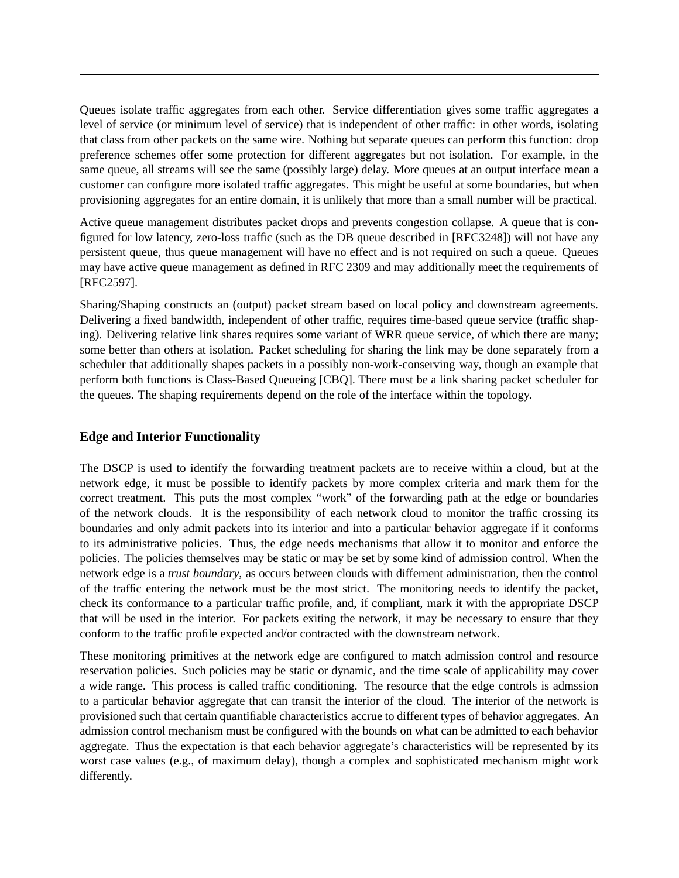Queues isolate traffic aggregates from each other. Service differentiation gives some traffic aggregates a level of service (or minimum level of service) that is independent of other traffic: in other words, isolating that class from other packets on the same wire. Nothing but separate queues can perform this function: drop preference schemes offer some protection for different aggregates but not isolation. For example, in the same queue, all streams will see the same (possibly large) delay. More queues at an output interface mean a customer can configure more isolated traffic aggregates. This might be useful at some boundaries, but when provisioning aggregates for an entire domain, it is unlikely that more than a small number will be practical.

Active queue management distributes packet drops and prevents congestion collapse. A queue that is configured for low latency, zero-loss traffic (such as the DB queue described in [RFC3248]) will not have any persistent queue, thus queue management will have no effect and is not required on such a queue. Queues may have active queue management as defined in RFC 2309 and may additionally meet the requirements of [RFC2597].

Sharing/Shaping constructs an (output) packet stream based on local policy and downstream agreements. Delivering a fixed bandwidth, independent of other traffic, requires time-based queue service (traffic shaping). Delivering relative link shares requires some variant of WRR queue service, of which there are many; some better than others at isolation. Packet scheduling for sharing the link may be done separately from a scheduler that additionally shapes packets in a possibly non-work-conserving way, though an example that perform both functions is Class-Based Queueing [CBQ]. There must be a link sharing packet scheduler for the queues. The shaping requirements depend on the role of the interface within the topology.

## Edge and Interior Functionality

The DSCP is used to identify the forwarding treatment packets are to receive within a cloud, but at the network edge, it must be possible to identify packets by more complex criteria and mark them for the correct treatment. This puts the most complex "work" of the forwarding path at the edge or boundaries of the network clouds. It is the responsibility of each network cloud to monitor the traffic crossing its boundaries and only admit packets into its interior and into a particular behavior aggregate if it conforms to its administrative policies. Thus, the edge needs mechanisms that allow it to monitor and enforce the policies. The policies themselves may be static or may be set by some kind of admission control. When the network edge is a *trust boundary*, as occurs between clouds with differnent administration, then the control of the traffic entering the network must be the most strict. The monitoring needs to identify the packet, check its conformance to a particular traffic profile, and, if compliant, mark it with the appropriate DSCP that will be used in the interior. For packets exiting the network, it may be necessary to ensure that they conform to the traffic profile expected and/or contracted with the downstream network.

These monitoring primitives at the network edge are configured to match admission control and resource reservation policies. Such policies may be static or dynamic, and the time scale of applicability may cover a wide range. This process is called traffic conditioning. The resource that the edge controls is admssion to a particular behavior aggregate that can transit the interior of the cloud. The interior of the network is provisioned such that certain quantifiable characteristics accrue to different types of behavior aggregates. An admission control mechanism must be configured with the bounds on what can be admitted to each behavior aggregate. Thus the expectation is that each behavior aggregate's characteristics will be represented by its worst case values (e.g., of maximum delay), though a complex and sophisticated mechanism might work differently.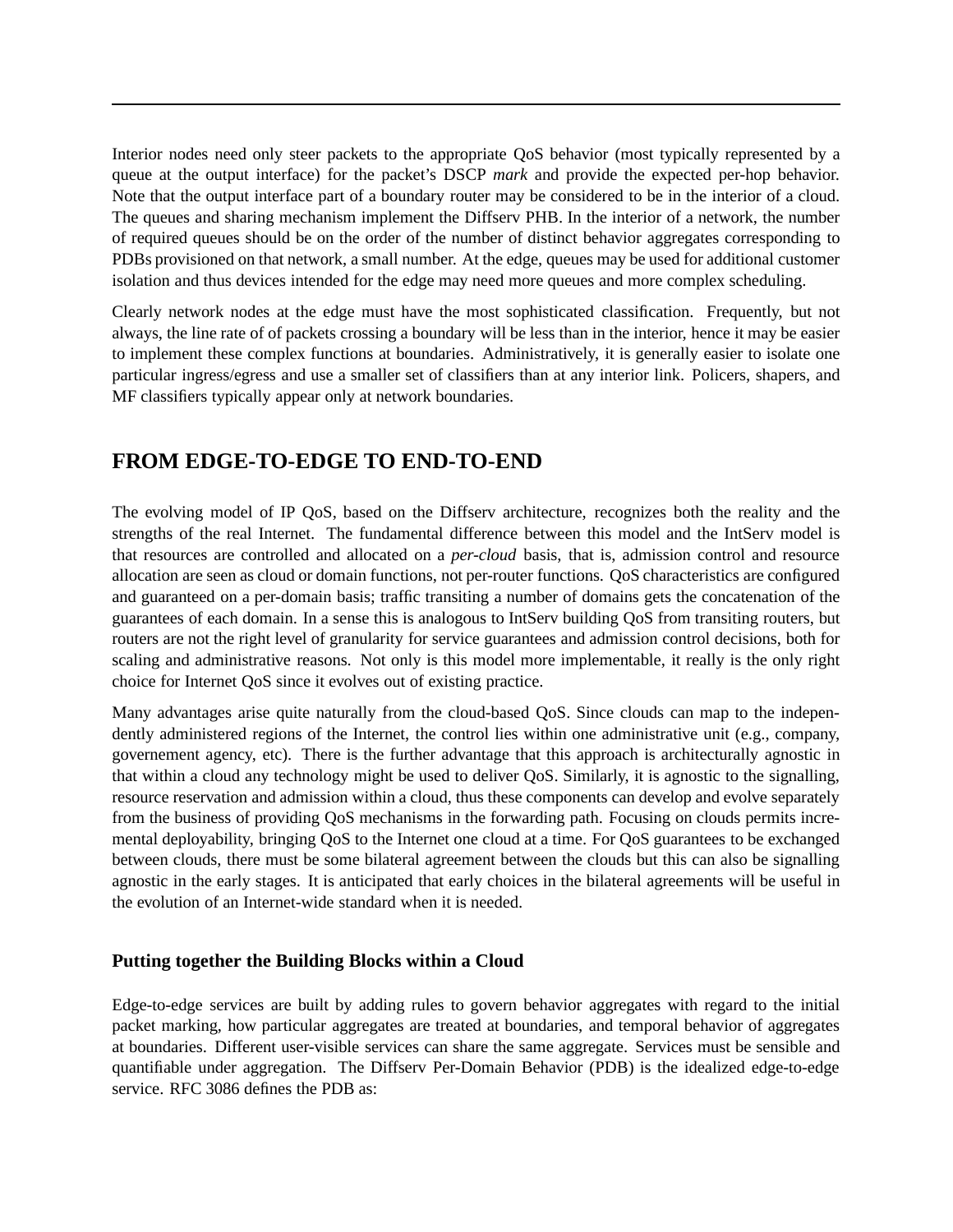Interior nodes need only steer packets to the appropriate QoS behavior (most typically represented by a queue at the output interface) for the packet's DSCP *mark* and provide the expected per-hop behavior. Note that the output interface part of a boundary router may be considered to be in the interior of a cloud. The queues and sharing mechanism implement the Diffserv PHB. In the interior of a network, the number of required queues should be on the order of the number of distinct behavior aggregates corresponding to PDBs provisioned on that network, a small number. At the edge, queues may be used for additional customer isolation and thus devices intended for the edge may need more queues and more complex scheduling.

Clearly network nodes at the edge must have the most sophisticated classification. Frequently, but not always, the line rate of of packets crossing a boundary will be less than in the interior, hence it may be easier to implement these complex functions at boundaries. Administratively, it is generally easier to isolate one particular ingress/egress and use a smaller set of classifiers than at any interior link. Policers, shapers, and MF classifiers typically appear only at network boundaries.

## FROM EDGE-TO-EDGE TO END-TO-END

The evolving model of IP QoS, based on the Diffserv architecture, recognizes both the reality and the strengths of the real Internet. The fundamental difference between this model and the IntServ model is that resources are controlled and allocated on a *per-cloud* basis, that is, admission control and resource allocation are seen as cloud or domain functions, not per-router functions. QoS characteristics are configured and guaranteed on a per-domain basis; traffic transiting a number of domains gets the concatenation of the guarantees of each domain. In a sense this is analogous to IntServ building QoS from transiting routers, but routers are not the right level of granularity for service guarantees and admission control decisions, both for scaling and administrative reasons. Not only is this model more implementable, it really is the only right choice for Internet QoS since it evolves out of existing practice.

Many advantages arise quite naturally from the cloud-based QoS. Since clouds can map to the independently administered regions of the Internet, the control lies within one administrative unit (e.g., company, governement agency, etc). There is the further advantage that this approach is architecturally agnostic in that within a cloud any technology might be used to deliver QoS. Similarly, it is agnostic to the signalling, resource reservation and admission within a cloud, thus these components can develop and evolve separately from the business of providing QoS mechanisms in the forwarding path. Focusing on clouds permits incremental deployability, bringing QoS to the Internet one cloud at a time. For QoS guarantees to be exchanged between clouds, there must be some bilateral agreement between the clouds but this can also be signalling agnostic in the early stages. It is anticipated that early choices in the bilateral agreements will be useful in the evolution of an Internet-wide standard when it is needed.

### Putting together the Building Blocks within a Cloud

Edge-to-edge services are built by adding rules to govern behavior aggregates with regard to the initial packet marking, how particular aggregates are treated at boundaries, and temporal behavior of aggregates at boundaries. Different user-visible services can share the same aggregate. Services must be sensible and quantifiable under aggregation. The Diffserv Per-Domain Behavior (PDB) is the idealized edge-to-edge service. RFC 3086 defines the PDB as: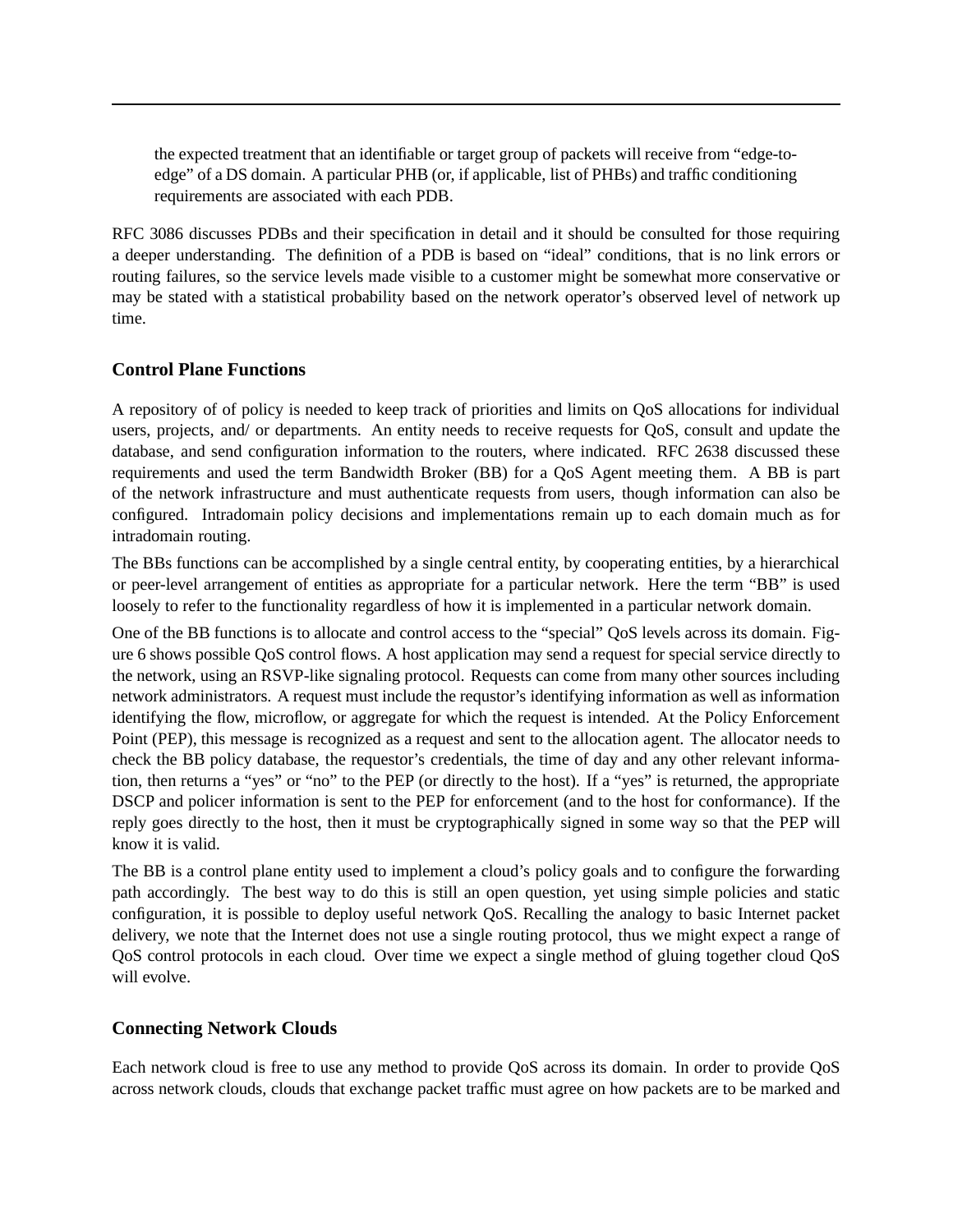the expected treatment that an identifiable or target group of packets will receive from "edge-to-edge" of a DS domain. A particular PHB (or, if applicable, list of PHBs) and traffic conditioning requirements are associated with each PDB.

RFC 3086 discusses PDBs and their specification in detail and it should be consulted for those requiring a deeper understanding. The definition of a PDB is based on "ideal" conditions, that is no link errors or routing failures, so the service levels made visible to a customer might be somewhat more conservative or may be stated with a statistical probability based on the network operator's observed level of network up time.

### Control Plane Functions

A repository of of policy is needed to keep track of priorities and limits on QoS allocations for individual users, projects, and/ or departments. An entity needs to receive requests for QoS, consult and update the database, and send configuration information to the routers, where indicated. RFC 2638 discussed these requirements and used the term Bandwidth Broker (BB) for a QoS Agent meeting them. A BB is part of the network infrastructure and must authenticate requests from users, though information can also be configured. Intradomain policy decisions and implementations remain up to each domain much as for intradomain routing.

The BBs functions can be accomplished by a single central entity, by cooperating entities, by a hierarchical or peer-level arrangement of entities as appropriate for a particular network. Here the term "BB" is used loosely to refer to the functionality regardless of how it is implemented in a particular network domain.

One of the BB functions is to allocate and control access to the "special" QoS levels across its domain. Figure 6 shows possible QoS control flows. A host application may send a request for special service directly to the network, using an RSVP-like signaling protocol. Requests can come from many other sources including network administrators. A request must include the requstor's identifying information as well as information identifying the flow, microflow, or aggregate for which the request is intended. At the Policy Enforcement Point (PEP), this message is recognized as a request and sent to the allocation agent. The allocator needs to check the BB policy database, the requestor's credentials, the time of day and any other relevant information, then returns a "yes" or "no" to the PEP (or directly to the host). If a "yes" is returned, the appropriate DSCP and policer information is sent to the PEP for enforcement (and to the host for conformance). If the reply goes directly to the host, then it must be cryptographically signed in some way so that the PEP will know it is valid.

The BB is a control plane entity used to implement a cloud's policy goals and to configure the forwarding path accordingly. The best way to do this is still an open question, yet using simple policies and static configuration, it is possible to deploy useful network QoS. Recalling the analogy to basic Internet packet delivery, we note that the Internet does not use a single routing protocol, thus we might expect a range of QoS control protocols in each cloud. Over time we expect a single method of gluing together cloud QoS will evolve.

### Connecting Network Clouds

Each network cloud is free to use any method to provide QoS across its domain. In order to provide QoS across network clouds, clouds that exchange packet traffic must agree on how packets are to be marked and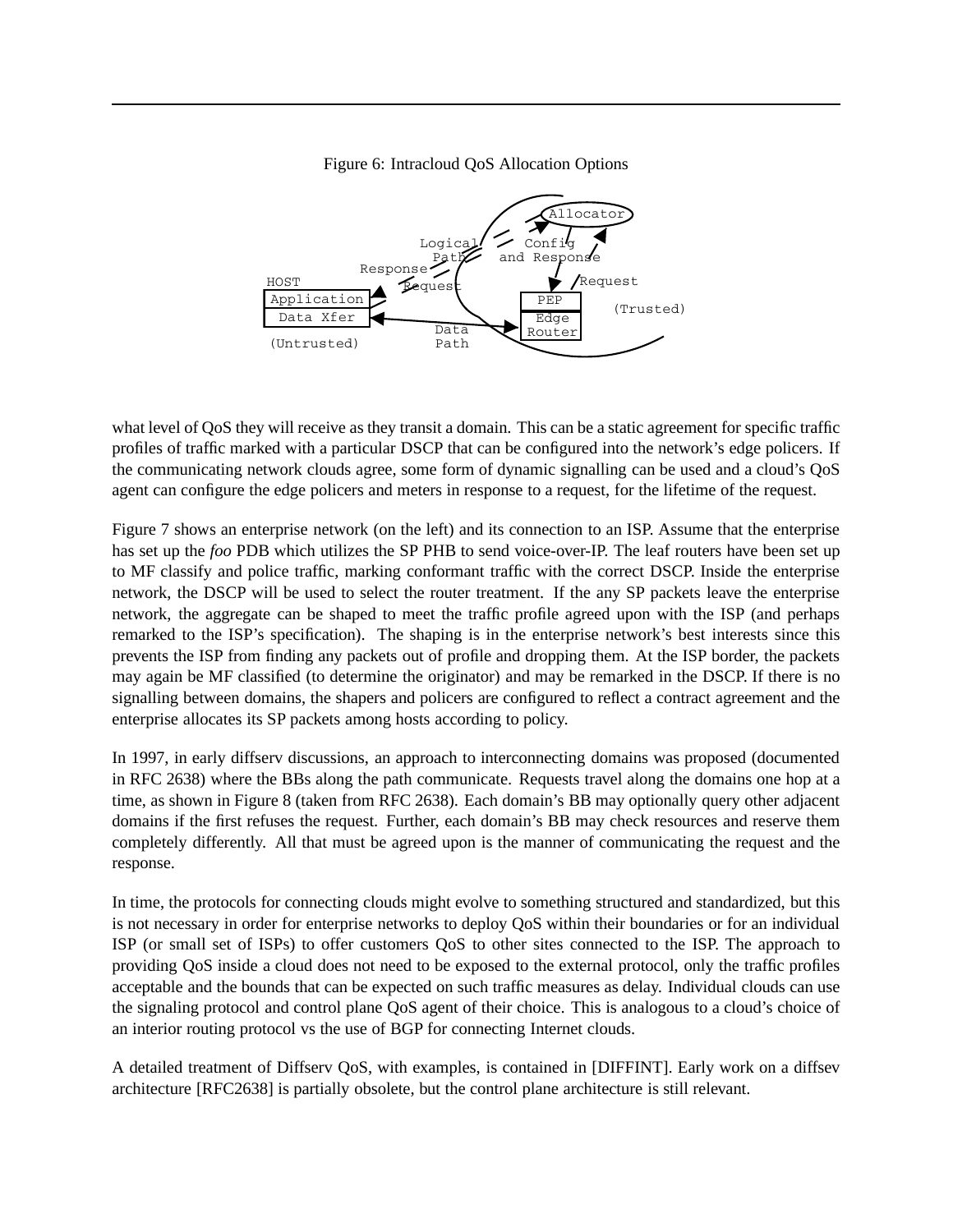Figure 6: Intracloud QoS Allocation Options

what level of QoS they will receive as they transit a domain. This can be a static agreement for specific traffic profiles of traffic marked with a particular DSCP that can be configured into the network's edge policers. If the communicating network clouds agree, some form of dynamic signalling can be used and a cloud's QoS agent can configure the edge policers and meters in response to a request, for the lifetime of the request.

Figure 7 shows an enterprise network (on the left) and its connection to an ISP. Assume that the enterprise has set up the *foo* PDB which utilizes the SP PHB to send voice-over-IP. The leaf routers have been set up to MF classify and police traffic, marking conformant traffic with the correct DSCP. Inside the enterprise network, the DSCP will be used to select the router treatment. If the any SP packets leave the enterprise network, the aggregate can be shaped to meet the traffic profile agreed upon with the ISP (and perhaps remarked to the ISP's specification). The shaping is in the enterprise network's best interests since this prevents the ISP from finding any packets out of profile and dropping them. At the ISP border, the packets may again be MF classified (to determine the originator) and may be remarked in the DSCP. If there is no signalling between domains, the shapers and policers are configured to reflect a contract agreement and the enterprise allocates its SP packets among hosts according to policy.

In 1997, in early diffserv discussions, an approach to interconnecting domains was proposed (documented in RFC 2638) where the BBs along the path communicate. Requests travel along the domains one hop at a time, as shown in Figure 8 (taken from RFC 2638). Each domain's BB may optionally query other adjacent domains if the first refuses the request. Further, each domain's BB may check resources and reserve them completely differently. All that must be agreed upon is the manner of communicating the request and the response.

In time, the protocols for connecting clouds might evolve to something structured and standardized, but this is not necessary in order for enterprise networks to deploy QoS within their boundaries or for an individual ISP (or small set of ISPs) to offer customers QoS to other sites connected to the ISP. The approach to providing QoS inside a cloud does not need to be exposed to the external protocol, only the traffic profiles acceptable and the bounds that can be expected on such traffic measures as delay. Individual clouds can use the signaling protocol and control plane QoS agent of their choice. This is analogous to a cloud's choice of an interior routing protocol vs the use of BGP for connecting Internet clouds.

A detailed treatment of Diffserv QoS, with examples, is contained in [DIFFINT]. Early work on a diffsev architecture [RFC2638] is partially obsolete, but the control plane architecture is still relevant.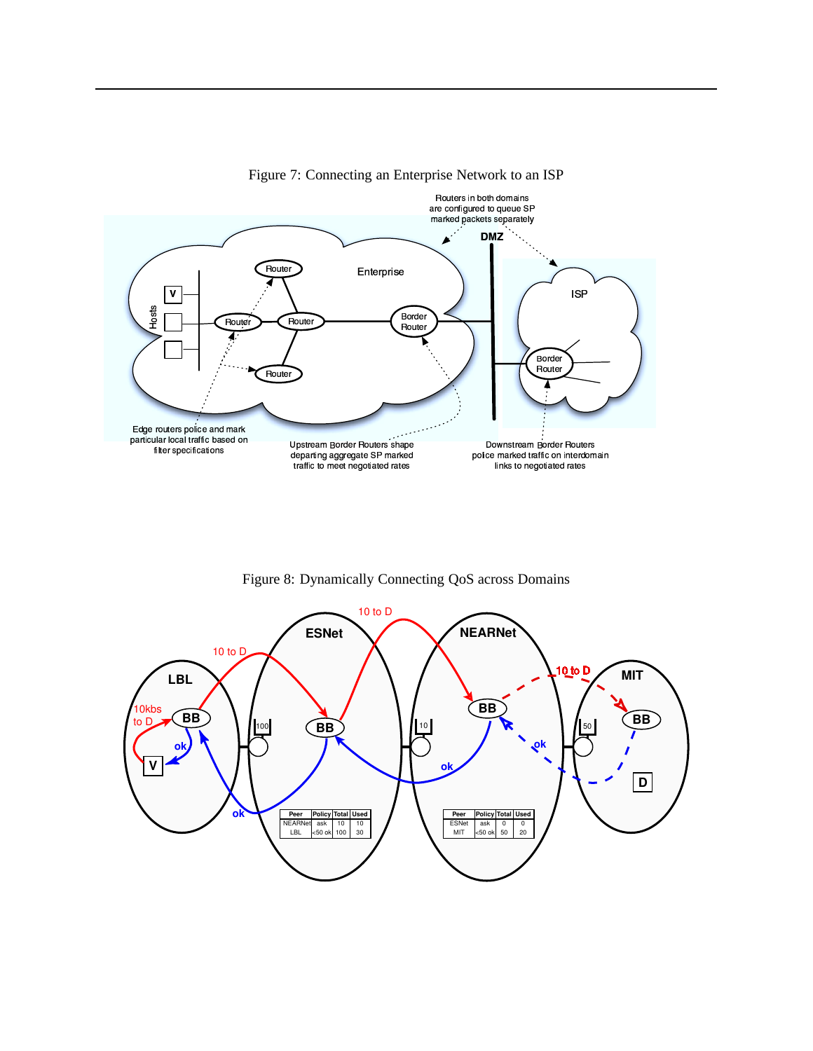Figure 7: Connecting an Enterprise Network to an ISP

Routers in both domains are configured to queue SP marked packets separately

Edge routers police and mark particular local traffic based on filter specifications

Upstream Border Routers shape departing aggregate SP marked traffic to meet negotiated rates

Downstream Border Routers police marked traffic on interdomain links to negotiated rates

Figure 8: Dynamically Connecting QoS across Domains

| Peer | Policy | Total | Used |
|---|---|---|---|
| NEARNet | ask | 10 | 10 |
| LBL | <50 ok | 100 | 30 |

| Peer | Policy | Total | Used |
|---|---|---|---|
| ESNet | ask | 0 | 0 |
| MIT | <50 ok | 50 | 20 |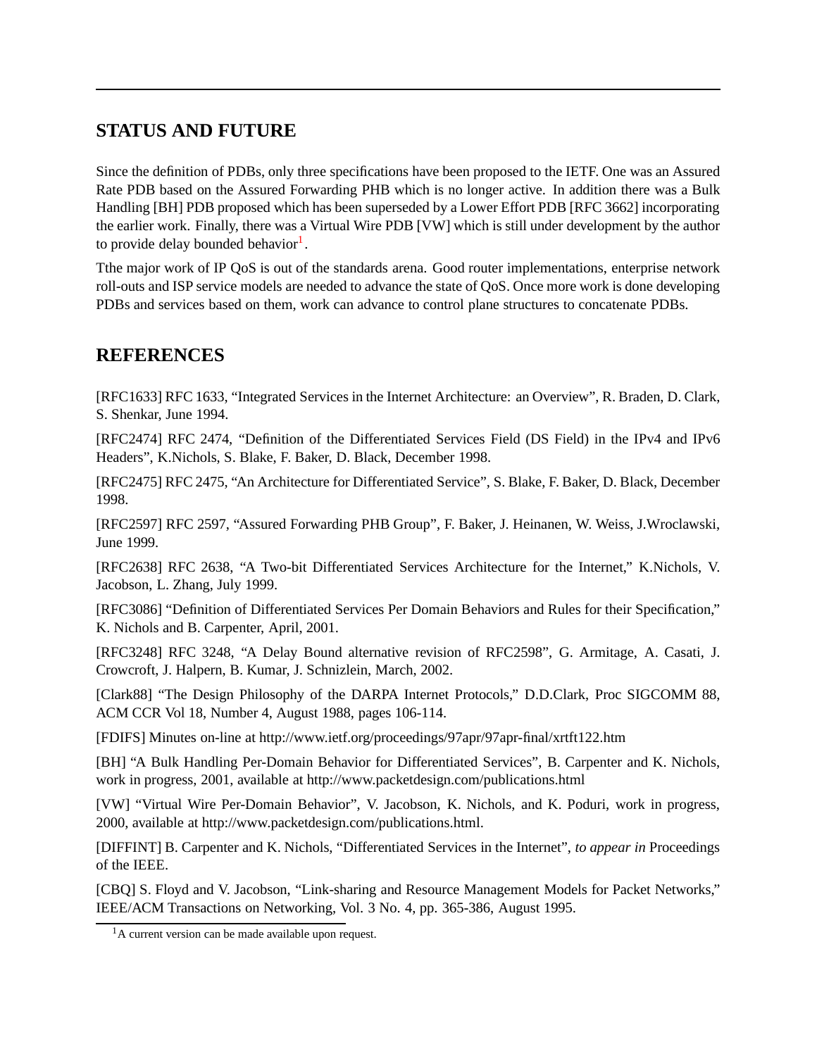## STATUS AND FUTURE

Since the definition of PDBs, only three specifications have been proposed to the IETF. One was an Assured Rate PDB based on the Assured Forwarding PHB which is no longer active. In addition there was a Bulk Handling [BH] PDB proposed which has been superseded by a Lower Effort PDB [RFC 3662] incorporating the earlier work. Finally, there was a Virtual Wire PDB [VW] which is still under development by the author to provide delay bounded behavior[1].

Tthe major work of IP QoS is out of the standards arena. Good router implementations, enterprise network roll-outs and ISP service models are needed to advance the state of QoS. Once more work is done developing PDBs and services based on them, work can advance to control plane structures to concatenate PDBs.

## REFERENCES

[RFC1633] RFC 1633, "Integrated Services in the Internet Architecture: an Overview", R. Braden, D. Clark, S. Shenkar, June 1994.

[RFC2474] RFC 2474, "Definition of the Differentiated Services Field (DS Field) in the IPv4 and IPv6 Headers", K.Nichols, S. Blake, F. Baker, D. Black, December 1998.

[RFC2475] RFC 2475, "An Architecture for Differentiated Service", S. Blake, F. Baker, D. Black, December 1998.

[RFC2597] RFC 2597, "Assured Forwarding PHB Group", F. Baker, J. Heinanen, W. Weiss, J.Wroclawski, June 1999.

[RFC2638] RFC 2638, "A Two-bit Differentiated Services Architecture for the Internet," K.Nichols, V. Jacobson, L. Zhang, July 1999.

[RFC3086] "Definition of Differentiated Services Per Domain Behaviors and Rules for their Specification," K. Nichols and B. Carpenter, April, 2001.

[RFC3248] RFC 3248, "A Delay Bound alternative revision of RFC2598", G. Armitage, A. Casati, J. Crowcroft, J. Halpern, B. Kumar, J. Schnizlein, March, 2002.

[Clark88] "The Design Philosophy of the DARPA Internet Protocols," D.D.Clark, Proc SIGCOMM 88, ACM CCR Vol 18, Number 4, August 1988, pages 106-114.

[FDIFS] Minutes on-line at http://www.ietf.org/proceedings/97apr/97apr-final/xrtft122.htm

[BH] "A Bulk Handling Per-Domain Behavior for Differentiated Services", B. Carpenter and K. Nichols, work in progress, 2001, available at http://www.packetdesign.com/publications.html

[VW] "Virtual Wire Per-Domain Behavior", V. Jacobson, K. Nichols, and K. Poduri, work in progress, 2000, available at http://www.packetdesign.com/publications.html.

[DIFFINT] B. Carpenter and K. Nichols, "Differentiated Services in the Internet", *to appear in* Proceedings of the IEEE.

[CBQ] S. Floyd and V. Jacobson, "Link-sharing and Resource Management Models for Packet Networks," IEEE/ACM Transactions on Networking, Vol. 3 No. 4, pp. 365-386, August 1995.

[1] A current version can be made available upon request.